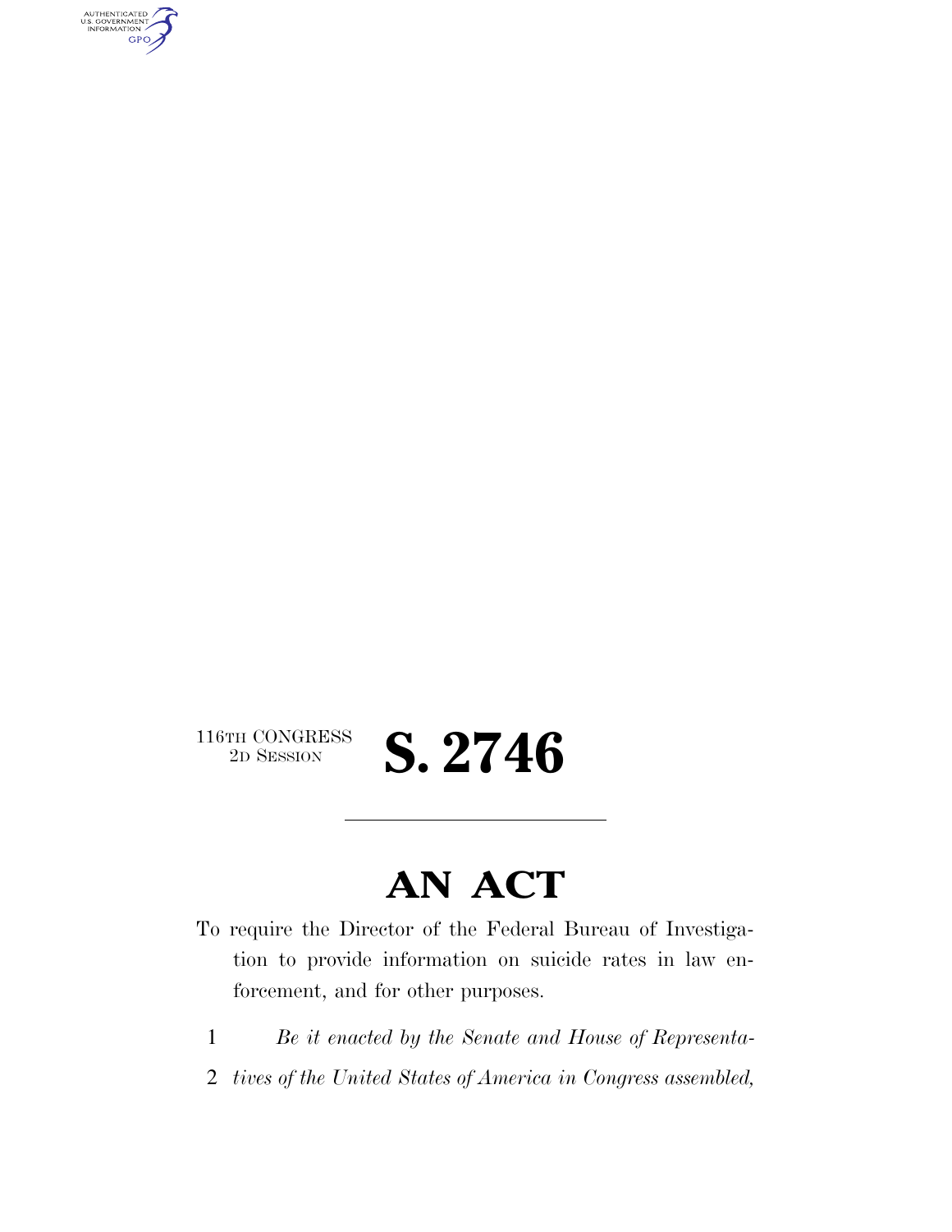116TH CONGRESS
2D SESSION

# S. 2746

## AN ACT

To require the Director of the Federal Bureau of Investigation to provide information on suicide rates in law enforcement, and for other purposes.

1 *Be it enacted by the Senate and House of Representa-*
2 *tives of the United States of America in Congress assembled,*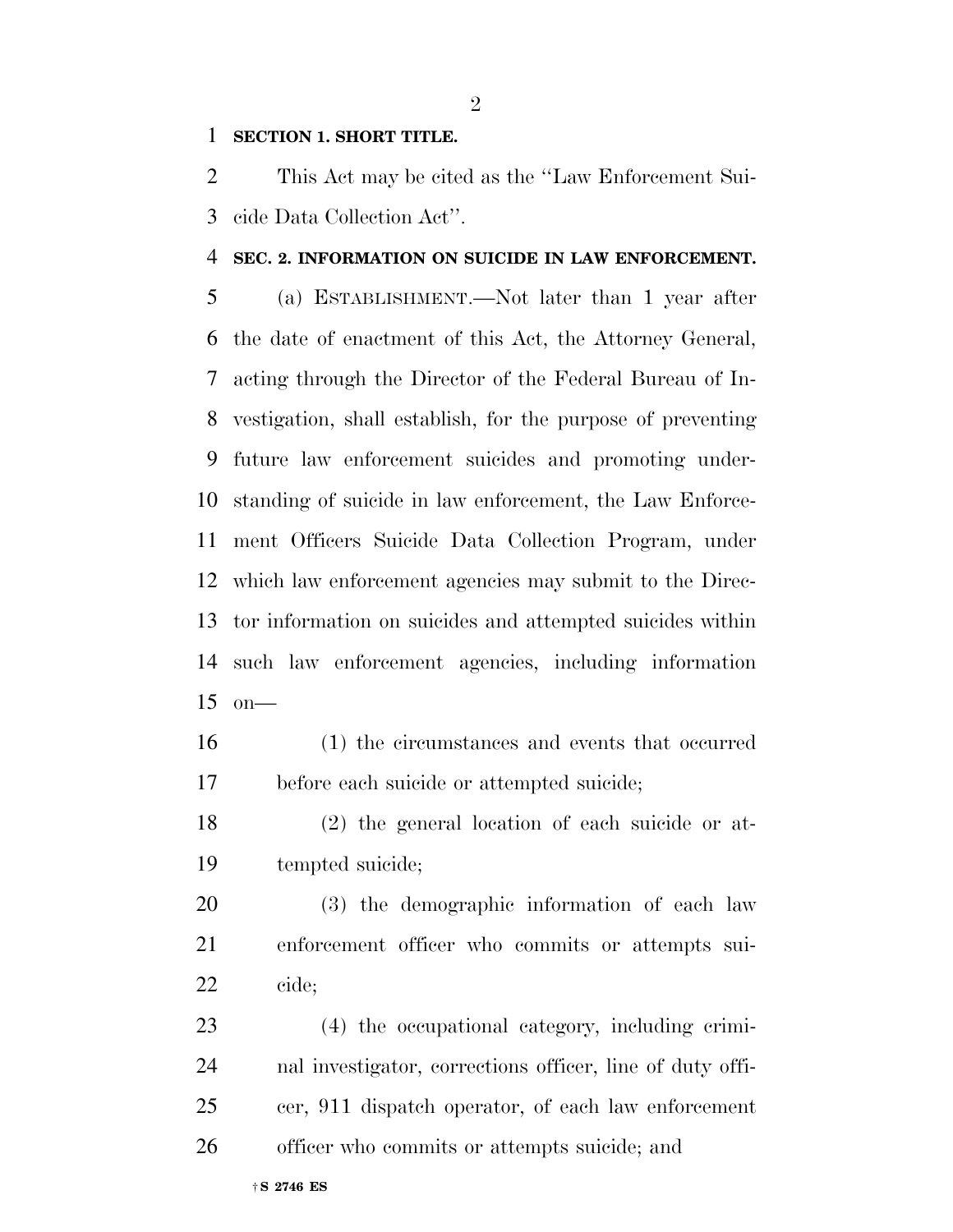**SECTION 1. SHORT TITLE.**

This Act may be cited as the "Law Enforcement Suicide Data Collection Act".

**SEC. 2. INFORMATION ON SUICIDE IN LAW ENFORCEMENT.**

(a) ESTABLISHMENT.—Not later than 1 year after the date of enactment of this Act, the Attorney General, acting through the Director of the Federal Bureau of Investigation, shall establish, for the purpose of preventing future law enforcement suicides and promoting understanding of suicide in law enforcement, the Law Enforcement Officers Suicide Data Collection Program, under which law enforcement agencies may submit to the Director information on suicides and attempted suicides within such law enforcement agencies, including information on—

(1) the circumstances and events that occurred before each suicide or attempted suicide;

(2) the general location of each suicide or attempted suicide;

(3) the demographic information of each law enforcement officer who commits or attempts suicide;

(4) the occupational category, including criminal investigator, corrections officer, line of duty officer, 911 dispatch operator, of each law enforcement officer who commits or attempts suicide; and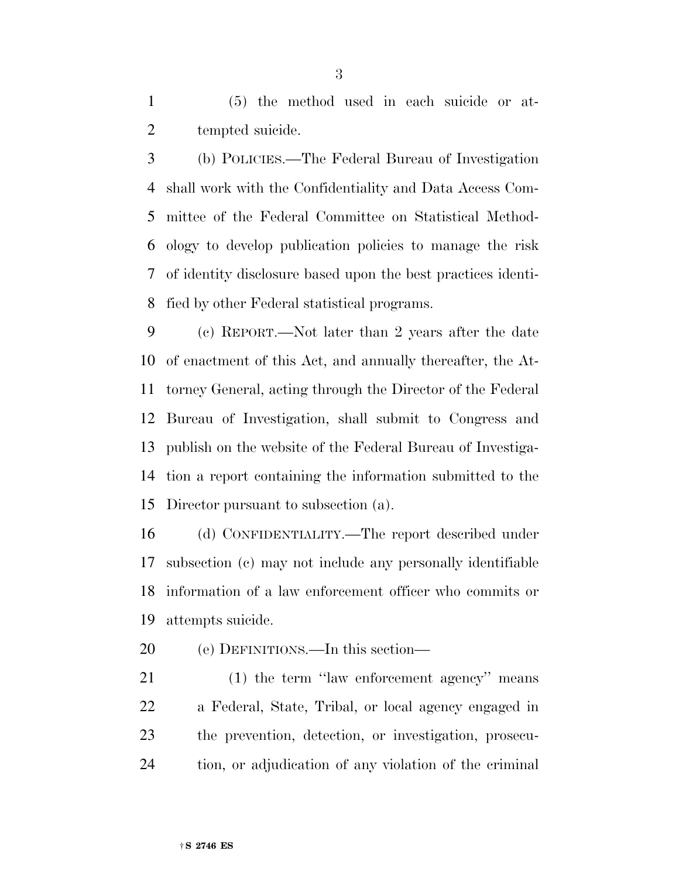(5) the method used in each suicide or attempted suicide.

(b) POLICIES.—The Federal Bureau of Investigation shall work with the Confidentiality and Data Access Committee of the Federal Committee on Statistical Methodology to develop publication policies to manage the risk of identity disclosure based upon the best practices identified by other Federal statistical programs.

(c) REPORT.—Not later than 2 years after the date of enactment of this Act, and annually thereafter, the Attorney General, acting through the Director of the Federal Bureau of Investigation, shall submit to Congress and publish on the website of the Federal Bureau of Investigation a report containing the information submitted to the Director pursuant to subsection (a).

(d) CONFIDENTIALITY.—The report described under subsection (c) may not include any personally identifiable information of a law enforcement officer who commits or attempts suicide.

(e) DEFINITIONS.—In this section—

(1) the term ''law enforcement agency'' means a Federal, State, Tribal, or local agency engaged in the prevention, detection, or investigation, prosecution, or adjudication of any violation of the criminal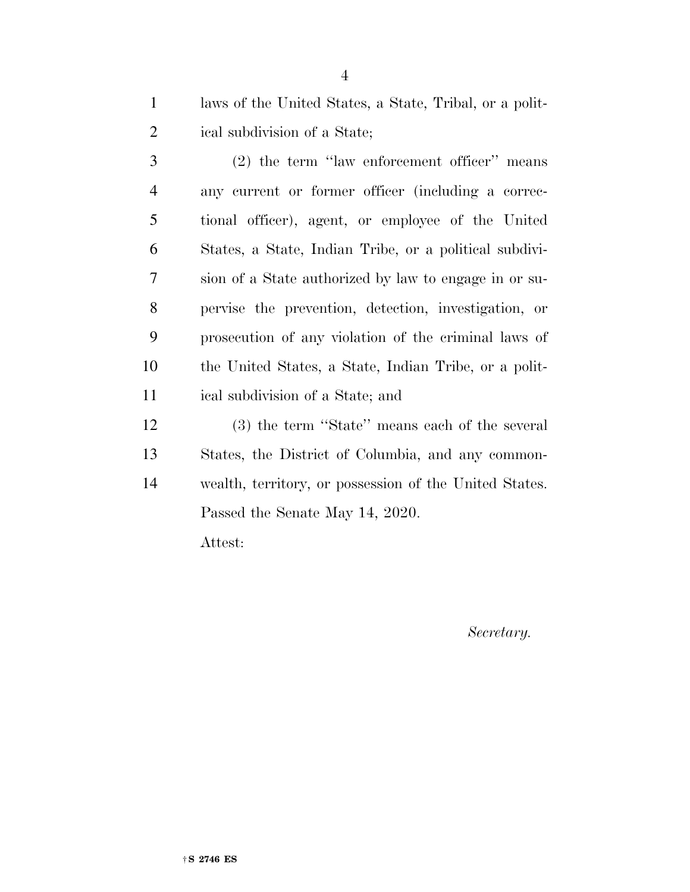laws of the United States, a State, Tribal, or a political subdivision of a State;

(2) the term ''law enforcement officer'' means any current or former officer (including a correctional officer), agent, or employee of the United States, a State, Indian Tribe, or a political subdivision of a State authorized by law to engage in or supervise the prevention, detection, investigation, or prosecution of any violation of the criminal laws of the United States, a State, Indian Tribe, or a political subdivision of a State; and

(3) the term ''State'' means each of the several States, the District of Columbia, and any commonwealth, territory, or possession of the United States.

Passed the Senate May 14, 2020.

Attest:

*Secretary.*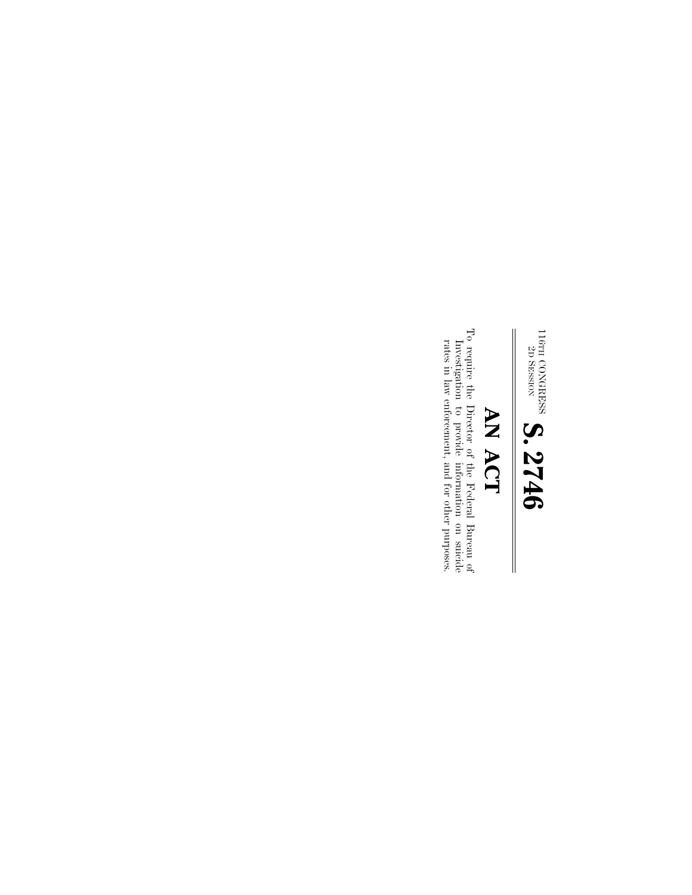116TH CONGRESS
2D SESSION

# S. 2746

# AN ACT

To require the Director of the Federal Bureau of Investigation to provide information on suicide rates in law enforcement, and for other purposes.